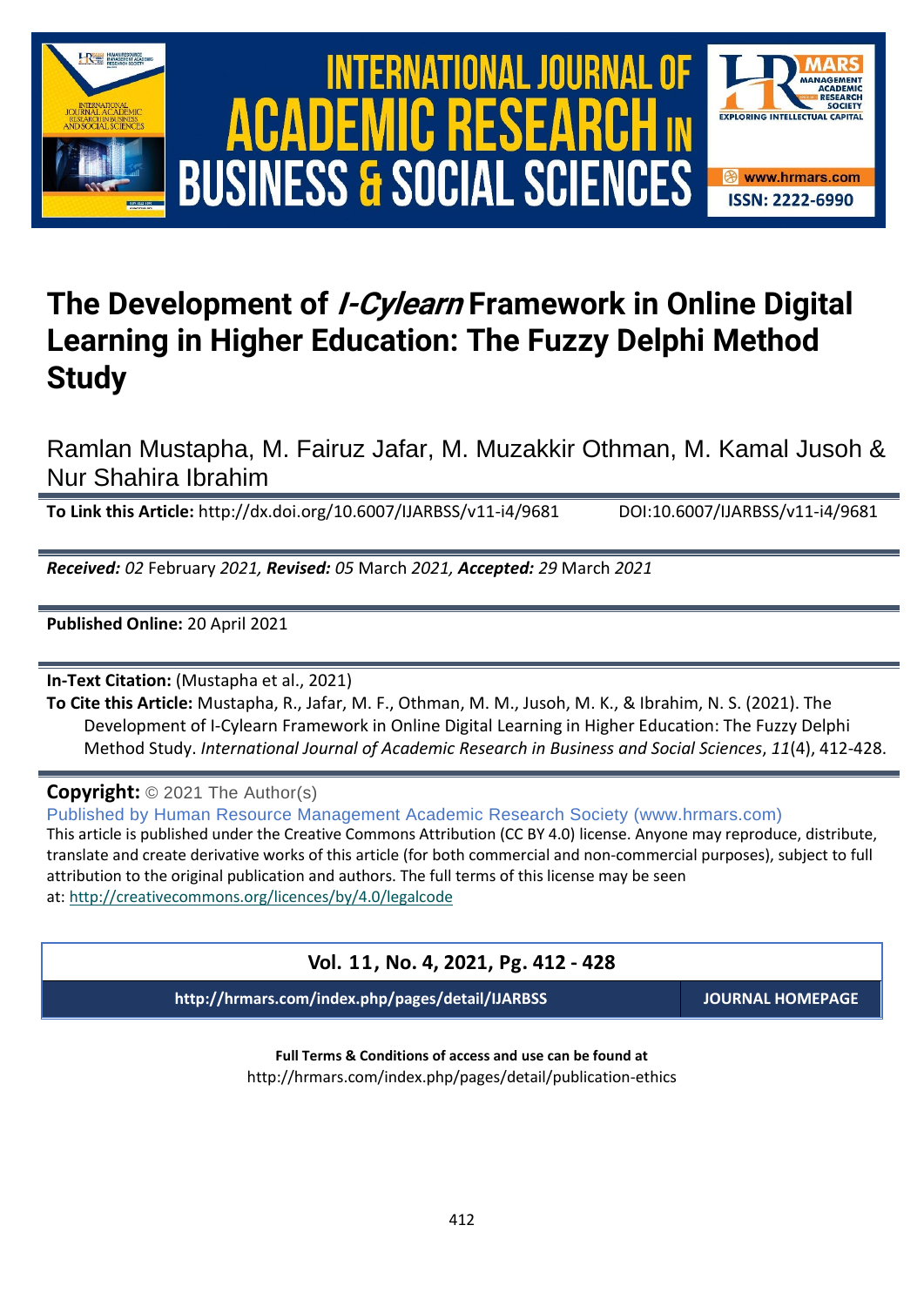# The Development of *I-Cylearn* Framework in Online Digital Learning in Higher Education: The Fuzzy Delphi Method Study

Ramlan Mustapha, M. Fairuz Jafar, M. Muzakkir Othman, M. Kamal Jusoh & Nur Shahira Ibrahim

**To Link this Article:** http://dx.doi.org/10.6007/IJARBSS/v11-i4/9681 DOI:10.6007/IJARBSS/v11-i4/9681

***Received:** 02* February *2021, **Revised:** 05* March *2021, **Accepted:** 29* March *2021*

**Published Online:** 20 April 2021

**In-Text Citation:** (Mustapha et al., 2021)

**To Cite this Article:** Mustapha, R., Jafar, M. F., Othman, M. M., Jusoh, M. K., & Ibrahim, N. S. (2021). The Development of I-Cylearn Framework in Online Digital Learning in Higher Education: The Fuzzy Delphi Method Study. *International Journal of Academic Research in Business and Social Sciences*, *11*(4), 412-428.

**Copyright:** © 2021 The Author(s)

Published by Human Resource Management Academic Research Society (www.hrmars.com)

This article is published under the Creative Commons Attribution (CC BY 4.0) license. Anyone may reproduce, distribute, translate and create derivative works of this article (for both commercial and non-commercial purposes), subject to full attribution to the original publication and authors. The full terms of this license may be seen at: http://creativecommons.org/licences/by/4.0/legalcode

**Vol. 11, No. 4, 2021, Pg. 412 - 428**

**http://hrmars.com/index.php/pages/detail/IJARBSS** **JOURNAL HOMEPAGE**

**Full Terms & Conditions of access and use can be found at**

http://hrmars.com/index.php/pages/detail/publication-ethics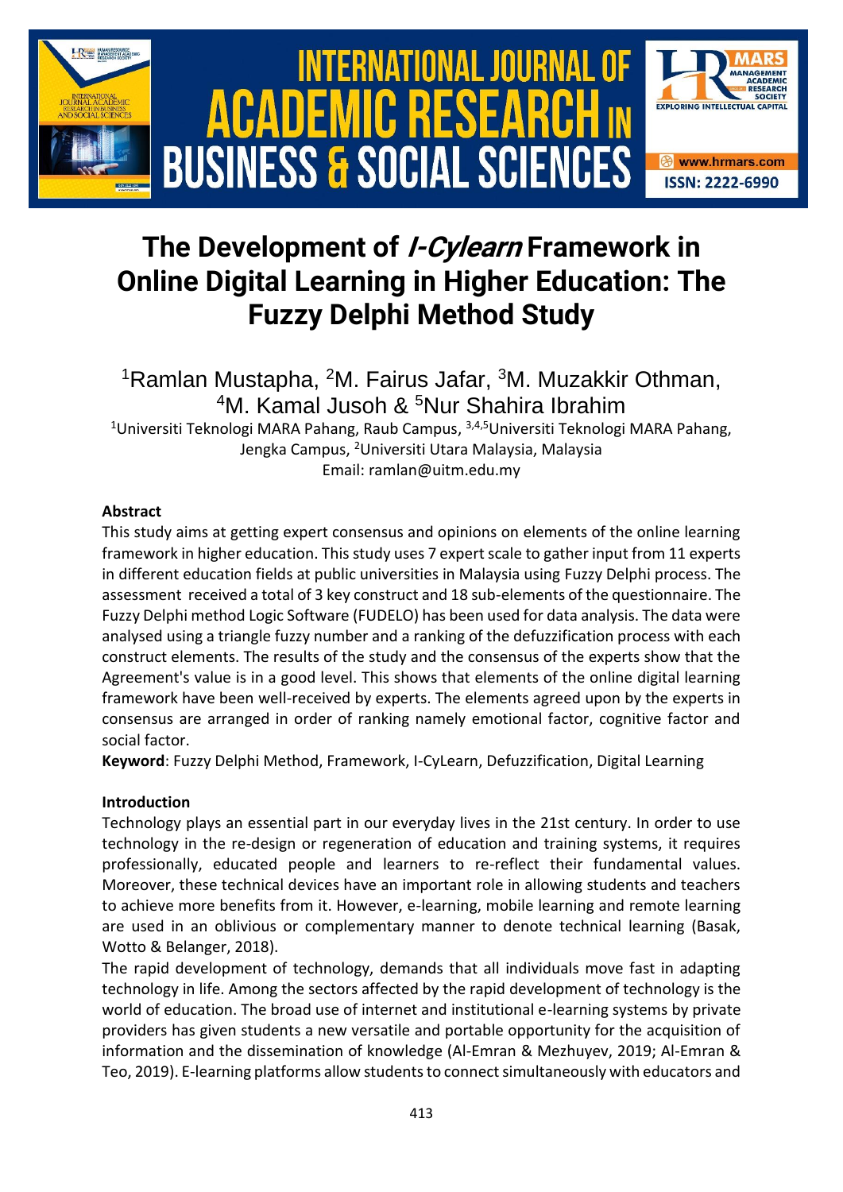# The Development of *I-Cylearn* Framework in Online Digital Learning in Higher Education: The Fuzzy Delphi Method Study

[1]Ramlan Mustapha, [2]M. Fairus Jafar, [3]M. Muzakkir Othman, [4]M. Kamal Jusoh & [5]Nur Shahira Ibrahim

[1]Universiti Teknologi MARA Pahang, Raub Campus, [3,4,5]Universiti Teknologi MARA Pahang, Jengka Campus, [2]Universiti Utara Malaysia, Malaysia

Email: ramlan@uitm.edu.my

**Abstract**

This study aims at getting expert consensus and opinions on elements of the online learning framework in higher education. This study uses 7 expert scale to gather input from 11 experts in different education fields at public universities in Malaysia using Fuzzy Delphi process. The assessment received a total of 3 key construct and 18 sub-elements of the questionnaire. The Fuzzy Delphi method Logic Software (FUDELO) has been used for data analysis. The data were analysed using a triangle fuzzy number and a ranking of the defuzzification process with each construct elements. The results of the study and the consensus of the experts show that the Agreement's value is in a good level. This shows that elements of the online digital learning framework have been well-received by experts. The elements agreed upon by the experts in consensus are arranged in order of ranking namely emotional factor, cognitive factor and social factor.

**Keyword**: Fuzzy Delphi Method, Framework, I-CyLearn, Defuzzification, Digital Learning

**Introduction**

Technology plays an essential part in our everyday lives in the 21st century. In order to use technology in the re-design or regeneration of education and training systems, it requires professionally, educated people and learners to re-reflect their fundamental values. Moreover, these technical devices have an important role in allowing students and teachers to achieve more benefits from it. However, e-learning, mobile learning and remote learning are used in an oblivious or complementary manner to denote technical learning (Basak, Wotto & Belanger, 2018).

The rapid development of technology, demands that all individuals move fast in adapting technology in life. Among the sectors affected by the rapid development of technology is the world of education. The broad use of internet and institutional e-learning systems by private providers has given students a new versatile and portable opportunity for the acquisition of information and the dissemination of knowledge (Al-Emran & Mezhuyev, 2019; Al-Emran & Teo, 2019). E-learning platforms allow students to connect simultaneously with educators and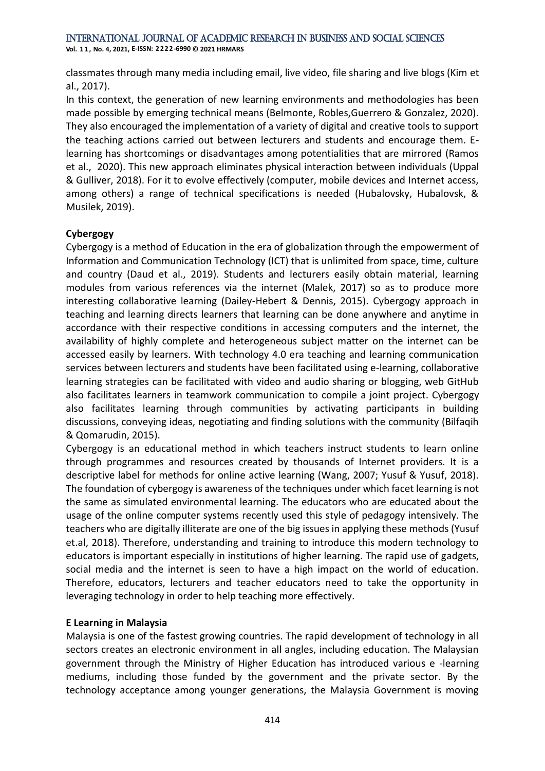classmates through many media including email, live video, file sharing and live blogs (Kim et al., 2017).

In this context, the generation of new learning environments and methodologies has been made possible by emerging technical means (Belmonte, Robles,Guerrero & Gonzalez, 2020). They also encouraged the implementation of a variety of digital and creative tools to support the teaching actions carried out between lecturers and students and encourage them. E-learning has shortcomings or disadvantages among potentialities that are mirrored (Ramos et al., 2020). This new approach eliminates physical interaction between individuals (Uppal & Gulliver, 2018). For it to evolve effectively (computer, mobile devices and Internet access, among others) a range of technical specifications is needed (Hubalovsky, Hubalovsk, & Musilek, 2019).

**Cybergogy**

Cybergogy is a method of Education in the era of globalization through the empowerment of Information and Communication Technology (ICT) that is unlimited from space, time, culture and country (Daud et al., 2019). Students and lecturers easily obtain material, learning modules from various references via the internet (Malek, 2017) so as to produce more interesting collaborative learning (Dailey-Hebert & Dennis, 2015). Cybergogy approach in teaching and learning directs learners that learning can be done anywhere and anytime in accordance with their respective conditions in accessing computers and the internet, the availability of highly complete and heterogeneous subject matter on the internet can be accessed easily by learners. With technology 4.0 era teaching and learning communication services between lecturers and students have been facilitated using e-learning, collaborative learning strategies can be facilitated with video and audio sharing or blogging, web GitHub also facilitates learners in teamwork communication to compile a joint project. Cybergogy also facilitates learning through communities by activating participants in building discussions, conveying ideas, negotiating and finding solutions with the community (Bilfaqih & Qomarudin, 2015).

Cybergogy is an educational method in which teachers instruct students to learn online through programmes and resources created by thousands of Internet providers. It is a descriptive label for methods for online active learning (Wang, 2007; Yusuf & Yusuf, 2018). The foundation of cybergogy is awareness of the techniques under which facet learning is not the same as simulated environmental learning. The educators who are educated about the usage of the online computer systems recently used this style of pedagogy intensively. The teachers who are digitally illiterate are one of the big issues in applying these methods (Yusuf et.al, 2018). Therefore, understanding and training to introduce this modern technology to educators is important especially in institutions of higher learning. The rapid use of gadgets, social media and the internet is seen to have a high impact on the world of education. Therefore, educators, lecturers and teacher educators need to take the opportunity in leveraging technology in order to help teaching more effectively.

**E Learning in Malaysia**

Malaysia is one of the fastest growing countries. The rapid development of technology in all sectors creates an electronic environment in all angles, including education. The Malaysian government through the Ministry of Higher Education has introduced various e -learning mediums, including those funded by the government and the private sector. By the technology acceptance among younger generations, the Malaysia Government is moving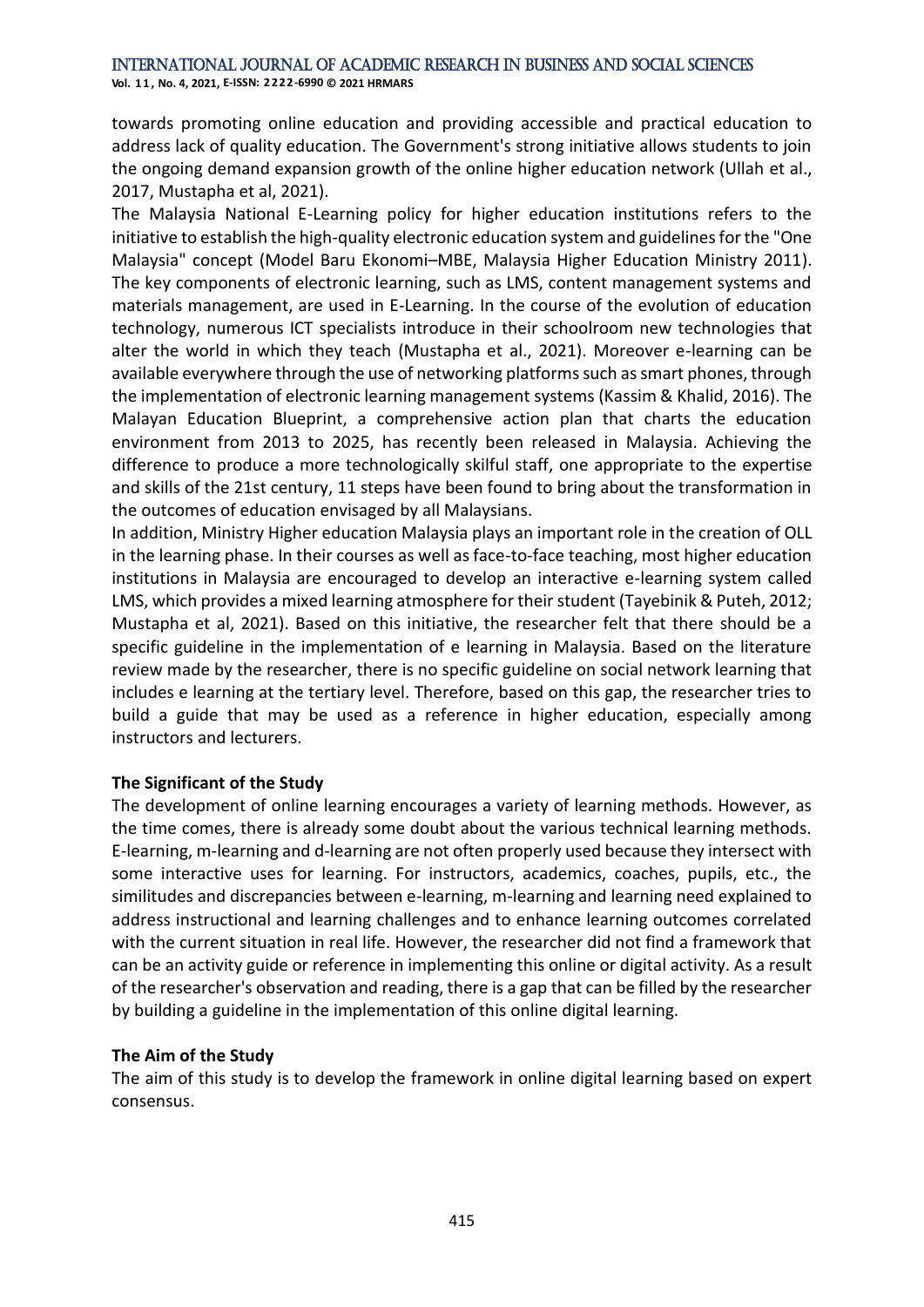towards promoting online education and providing accessible and practical education to address lack of quality education. The Government's strong initiative allows students to join the ongoing demand expansion growth of the online higher education network (Ullah et al., 2017, Mustapha et al, 2021).

The Malaysia National E-Learning policy for higher education institutions refers to the initiative to establish the high-quality electronic education system and guidelines for the "One Malaysia" concept (Model Baru Ekonomi–MBE, Malaysia Higher Education Ministry 2011). The key components of electronic learning, such as LMS, content management systems and materials management, are used in E-Learning. In the course of the evolution of education technology, numerous ICT specialists introduce in their schoolroom new technologies that alter the world in which they teach (Mustapha et al., 2021). Moreover e-learning can be available everywhere through the use of networking platforms such as smart phones, through the implementation of electronic learning management systems (Kassim & Khalid, 2016). The Malayan Education Blueprint, a comprehensive action plan that charts the education environment from 2013 to 2025, has recently been released in Malaysia. Achieving the difference to produce a more technologically skilful staff, one appropriate to the expertise and skills of the 21st century, 11 steps have been found to bring about the transformation in the outcomes of education envisaged by all Malaysians.

In addition, Ministry Higher education Malaysia plays an important role in the creation of OLL in the learning phase. In their courses as well as face-to-face teaching, most higher education institutions in Malaysia are encouraged to develop an interactive e-learning system called LMS, which provides a mixed learning atmosphere for their student (Tayebinik & Puteh, 2012; Mustapha et al, 2021). Based on this initiative, the researcher felt that there should be a specific guideline in the implementation of e learning in Malaysia. Based on the literature review made by the researcher, there is no specific guideline on social network learning that includes e learning at the tertiary level. Therefore, based on this gap, the researcher tries to build a guide that may be used as a reference in higher education, especially among instructors and lecturers.

**The Significant of the Study**

The development of online learning encourages a variety of learning methods. However, as the time comes, there is already some doubt about the various technical learning methods. E-learning, m-learning and d-learning are not often properly used because they intersect with some interactive uses for learning. For instructors, academics, coaches, pupils, etc., the similitudes and discrepancies between e-learning, m-learning and learning need explained to address instructional and learning challenges and to enhance learning outcomes correlated with the current situation in real life. However, the researcher did not find a framework that can be an activity guide or reference in implementing this online or digital activity. As a result of the researcher's observation and reading, there is a gap that can be filled by the researcher by building a guideline in the implementation of this online digital learning.

**The Aim of the Study**

The aim of this study is to develop the framework in online digital learning based on expert consensus.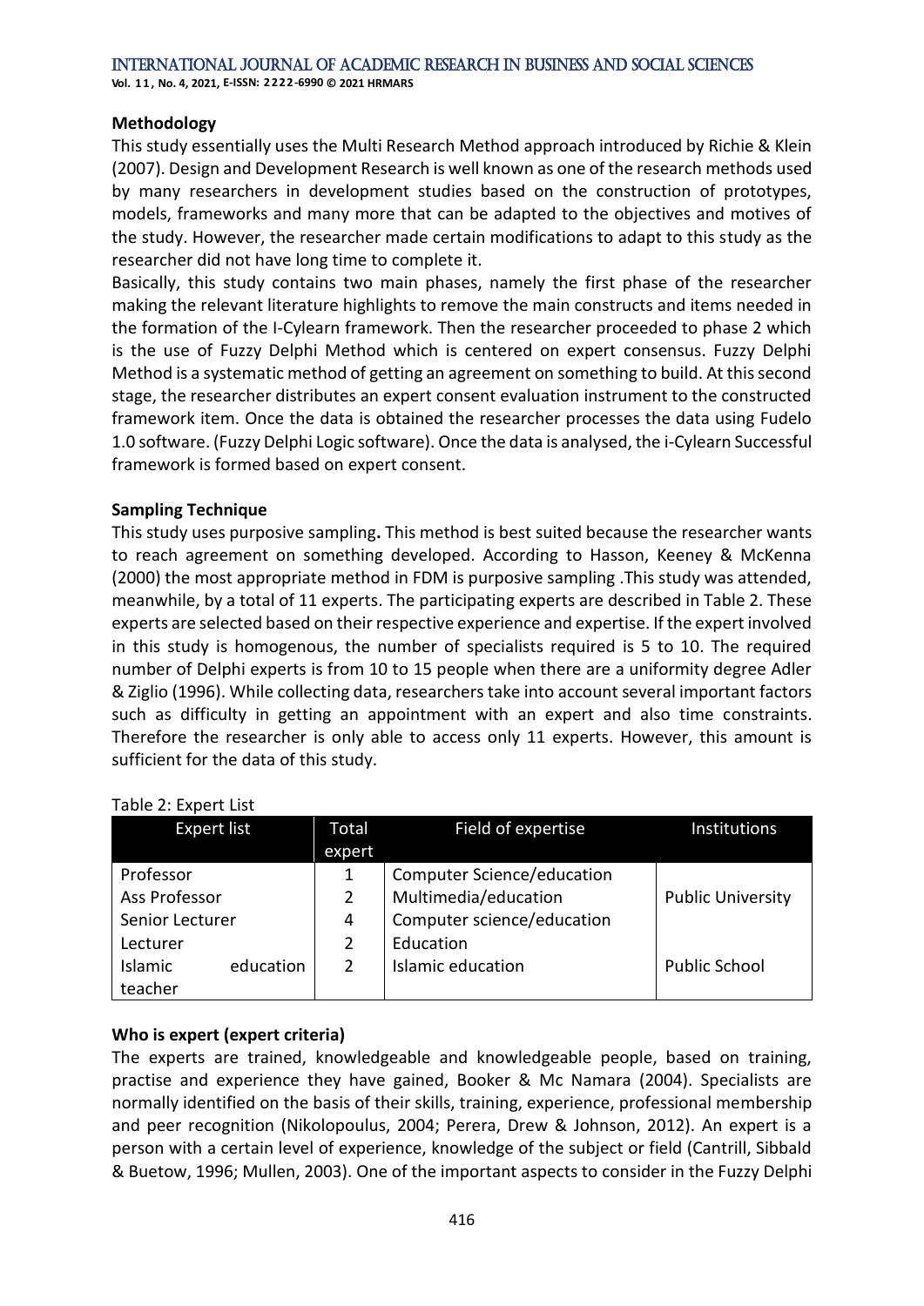**Methodology**

This study essentially uses the Multi Research Method approach introduced by Richie & Klein (2007). Design and Development Research is well known as one of the research methods used by many researchers in development studies based on the construction of prototypes, models, frameworks and many more that can be adapted to the objectives and motives of the study. However, the researcher made certain modifications to adapt to this study as the researcher did not have long time to complete it.

Basically, this study contains two main phases, namely the first phase of the researcher making the relevant literature highlights to remove the main constructs and items needed in the formation of the I-Cylearn framework. Then the researcher proceeded to phase 2 which is the use of Fuzzy Delphi Method which is centered on expert consensus. Fuzzy Delphi Method is a systematic method of getting an agreement on something to build. At this second stage, the researcher distributes an expert consent evaluation instrument to the constructed framework item. Once the data is obtained the researcher processes the data using Fudelo 1.0 software. (Fuzzy Delphi Logic software). Once the data is analysed, the i-Cylearn Successful framework is formed based on expert consent.

**Sampling Technique**

This study uses purposive sampling**.** This method is best suited because the researcher wants to reach agreement on something developed. According to Hasson, Keeney & McKenna (2000) the most appropriate method in FDM is purposive sampling .This study was attended, meanwhile, by a total of 11 experts. The participating experts are described in Table 2. These experts are selected based on their respective experience and expertise. If the expert involved in this study is homogenous, the number of specialists required is 5 to 10. The required number of Delphi experts is from 10 to 15 people when there are a uniformity degree Adler & Ziglio (1996). While collecting data, researchers take into account several important factors such as difficulty in getting an appointment with an expert and also time constraints. Therefore the researcher is only able to access only 11 experts. However, this amount is sufficient for the data of this study.

Table 2: Expert List

| Expert list | Total expert | Field of expertise | Institutions |
|---|---|---|---|
| Professor | 1 | Computer Science/education | Public University |
| Ass Professor | 2 | Multimedia/education | |
| Senior Lecturer | 4 | Computer science/education | |
| Lecturer | 2 | Education | |
| Islamic education teacher | 2 | Islamic education | Public School |

**Who is expert (expert criteria)**

The experts are trained, knowledgeable and knowledgeable people, based on training, practise and experience they have gained, Booker & Mc Namara (2004). Specialists are normally identified on the basis of their skills, training, experience, professional membership and peer recognition (Nikolopoulus, 2004; Perera, Drew & Johnson, 2012). An expert is a person with a certain level of experience, knowledge of the subject or field (Cantrill, Sibbald & Buetow, 1996; Mullen, 2003). One of the important aspects to consider in the Fuzzy Delphi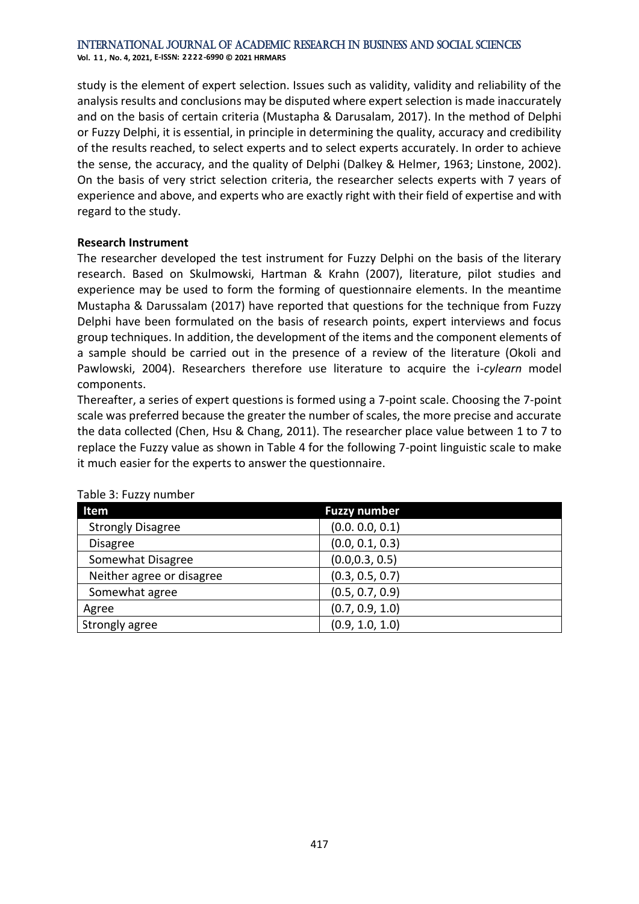study is the element of expert selection. Issues such as validity, validity and reliability of the analysis results and conclusions may be disputed where expert selection is made inaccurately and on the basis of certain criteria (Mustapha & Darusalam, 2017). In the method of Delphi or Fuzzy Delphi, it is essential, in principle in determining the quality, accuracy and credibility of the results reached, to select experts and to select experts accurately. In order to achieve the sense, the accuracy, and the quality of Delphi (Dalkey & Helmer, 1963; Linstone, 2002). On the basis of very strict selection criteria, the researcher selects experts with 7 years of experience and above, and experts who are exactly right with their field of expertise and with regard to the study.

**Research Instrument**

The researcher developed the test instrument for Fuzzy Delphi on the basis of the literary research. Based on Skulmowski, Hartman & Krahn (2007), literature, pilot studies and experience may be used to form the forming of questionnaire elements. In the meantime Mustapha & Darussalam (2017) have reported that questions for the technique from Fuzzy Delphi have been formulated on the basis of research points, expert interviews and focus group techniques. In addition, the development of the items and the component elements of a sample should be carried out in the presence of a review of the literature (Okoli and Pawlowski, 2004). Researchers therefore use literature to acquire the i-*cylearn* model components.

Thereafter, a series of expert questions is formed using a 7-point scale. Choosing the 7-point scale was preferred because the greater the number of scales, the more precise and accurate the data collected (Chen, Hsu & Chang, 2011). The researcher place value between 1 to 7 to replace the Fuzzy value as shown in Table 4 for the following 7-point linguistic scale to make it much easier for the experts to answer the questionnaire.

Table 3: Fuzzy number

| Item | Fuzzy number |
|---|---|
| Strongly Disagree | (0.0. 0.0, 0.1) |
| Disagree | (0.0, 0.1, 0.3) |
| Somewhat Disagree | (0.0,0.3, 0.5) |
| Neither agree or disagree | (0.3, 0.5, 0.7) |
| Somewhat agree | (0.5, 0.7, 0.9) |
| Agree | (0.7, 0.9, 1.0) |
| Strongly agree | (0.9, 1.0, 1.0) |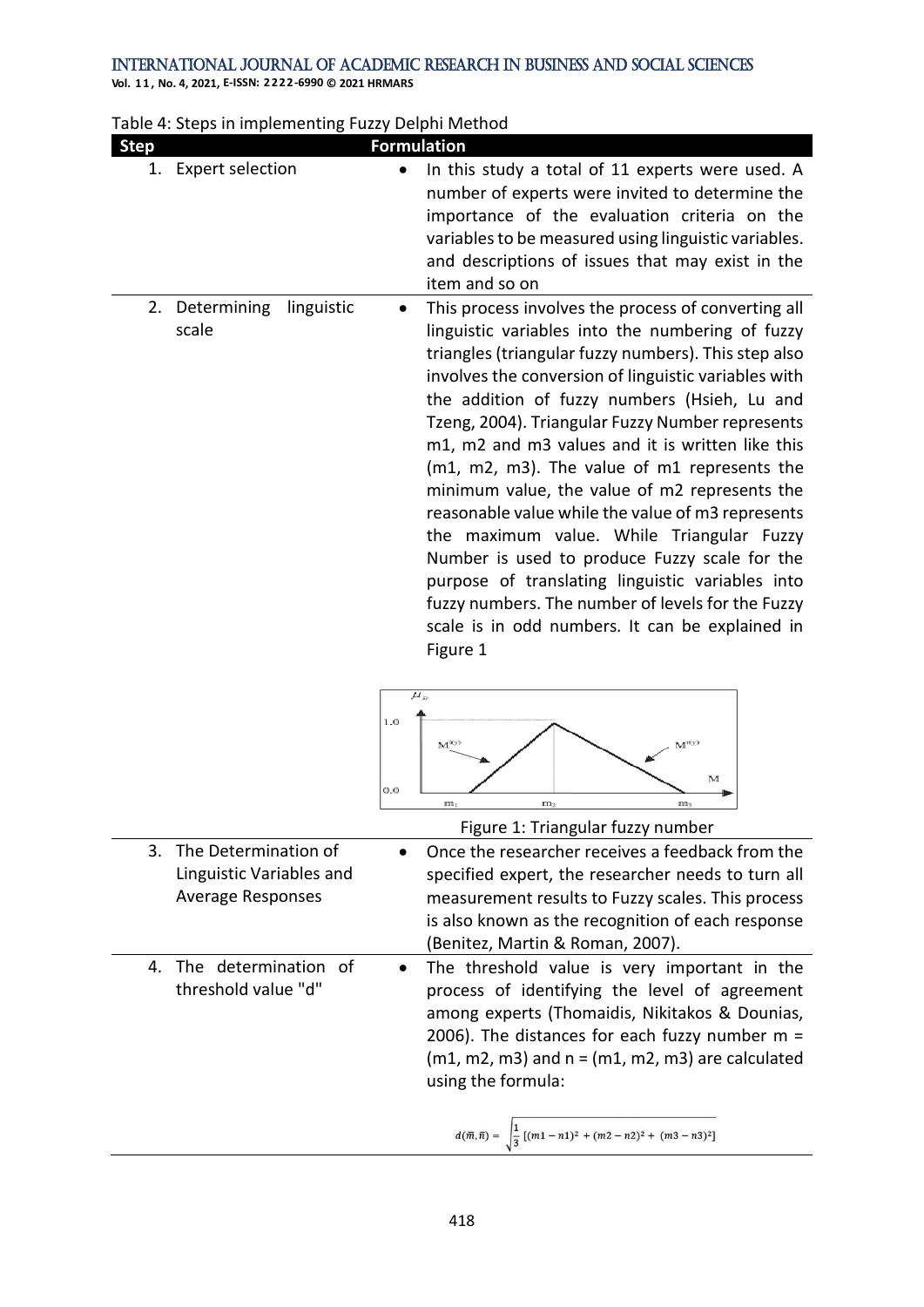Table 4: Steps in implementing Fuzzy Delphi Method

| Step | Formulation |
| --- | --- |
| 1. Expert selection | • In this study a total of 11 experts were used. A number of experts were invited to determine the importance of the evaluation criteria on the variables to be measured using linguistic variables. and descriptions of issues that may exist in the item and so on |
| 2. Determining linguistic scale | • This process involves the process of converting all linguistic variables into the numbering of fuzzy triangles (triangular fuzzy numbers). This step also involves the conversion of linguistic variables with the addition of fuzzy numbers (Hsieh, Lu and Tzeng, 2004). Triangular Fuzzy Number represents m1, m2 and m3 values and it is written like this (m1, m2, m3). The value of m1 represents the minimum value, the value of m2 represents the reasonable value while the value of m3 represents the maximum value. While Triangular Fuzzy Number is used to produce Fuzzy scale for the purpose of translating linguistic variables into fuzzy numbers. The number of levels for the Fuzzy scale is in odd numbers. It can be explained in Figure 1 <br><br> Figure 1: Triangular fuzzy number |
| 3. The Determination of Linguistic Variables and Average Responses | • Once the researcher receives a feedback from the specified expert, the researcher needs to turn all measurement results to Fuzzy scales. This process is also known as the recognition of each response (Benitez, Martin & Roman, 2007). |
| 4. The determination of threshold value "d" | • The threshold value is very important in the process of identifying the level of agreement among experts (Thomaidis, Nikitakos & Dounias, 2006). The distances for each fuzzy number m = (m1, m2, m3) and n = (m1, m2, m3) are calculated using the formula: <br><br> $d(\bar{m},\bar{n}) = \sqrt{\frac{1}{3}\left[(m1-n1)^2 + (m2-n2)^2 + (m3-n3)^2\right]}$ |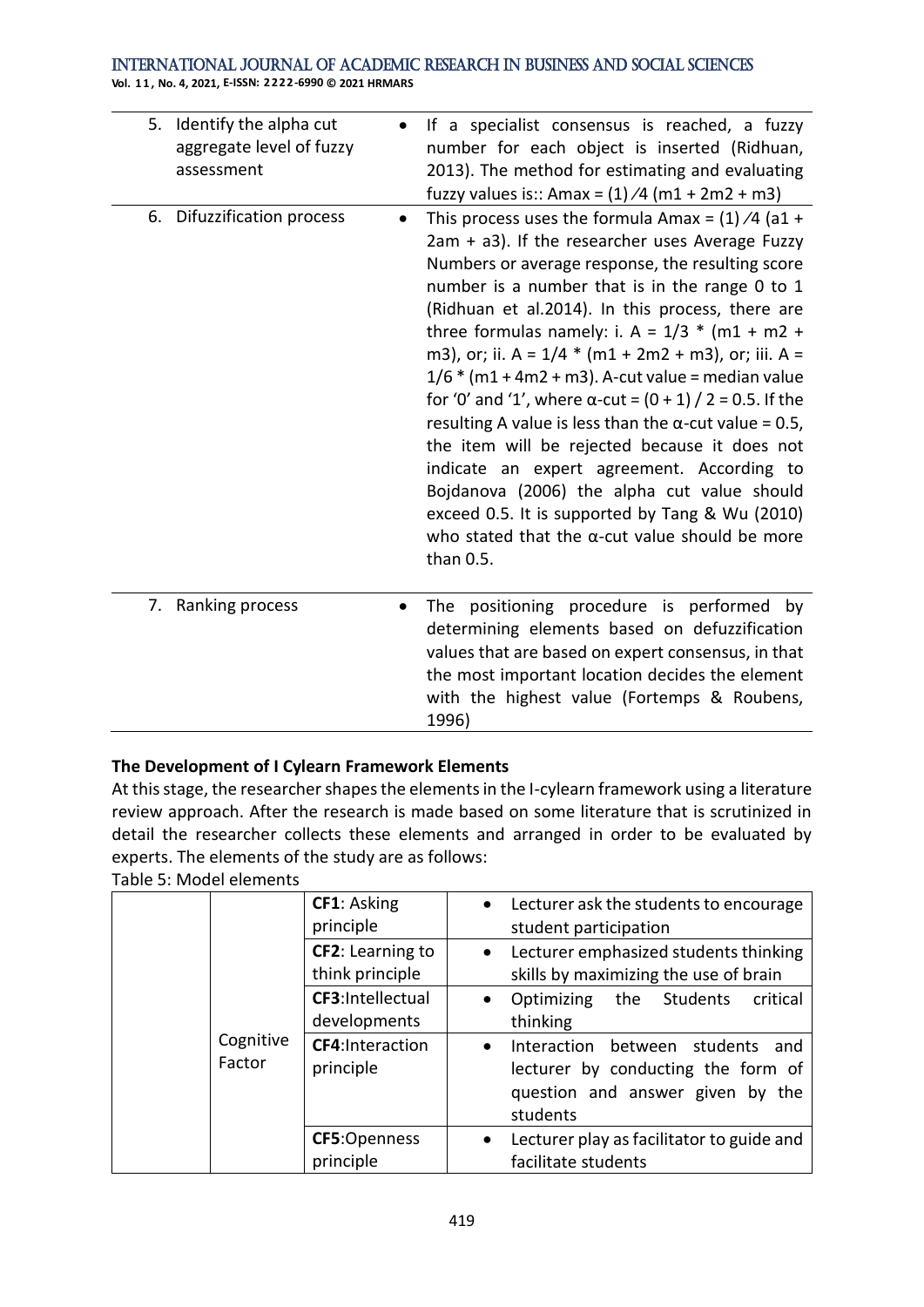| | |
|---|---|
| 5. Identify the alpha cut aggregate level of fuzzy assessment | • If a specialist consensus is reached, a fuzzy number for each object is inserted (Ridhuan, 2013). The method for estimating and evaluating fuzzy values is:: Amax = (1) ⁄4 (m1 + 2m2 + m3) |
| 6. Difuzzification process | • This process uses the formula Amax = (1) ⁄4 (a1 + 2am + a3). If the researcher uses Average Fuzzy Numbers or average response, the resulting score number is a number that is in the range 0 to 1 (Ridhuan et al.2014). In this process, there are three formulas namely: i. A = 1/3 * (m1 + m2 + m3), or; ii. A = 1/4 * (m1 + 2m2 + m3), or; iii. A = 1/6 * (m1 + 4m2 + m3). A-cut value = median value for '0' and '1', where α-cut = (0 + 1) / 2 = 0.5. If the resulting A value is less than the α-cut value = 0.5, the item will be rejected because it does not indicate an expert agreement. According to Bojdanova (2006) the alpha cut value should exceed 0.5. It is supported by Tang & Wu (2010) who stated that the α-cut value should be more than 0.5. |
| 7. Ranking process | • The positioning procedure is performed by determining elements based on defuzzification values that are based on expert consensus, in that the most important location decides the element with the highest value (Fortemps & Roubens, 1996) |

**The Development of I Cylearn Framework Elements**

At this stage, the researcher shapes the elements in the I-cylearn framework using a literature review approach. After the research is made based on some literature that is scrutinized in detail the researcher collects these elements and arranged in order to be evaluated by experts. The elements of the study are as follows:

Table 5: Model elements

| | | | |
|---|---|---|---|
| | Cognitive Factor | **CF1**: Asking principle | • Lecturer ask the students to encourage student participation |
| | | **CF2**: Learning to think principle | • Lecturer emphasized students thinking skills by maximizing the use of brain |
| | | **CF3**:Intellectual developments | • Optimizing the Students critical thinking |
| | | **CF4**:Interaction principle | • Interaction between students and lecturer by conducting the form of question and answer given by the students |
| | | **CF5**:Openness principle | • Lecturer play as facilitator to guide and facilitate students |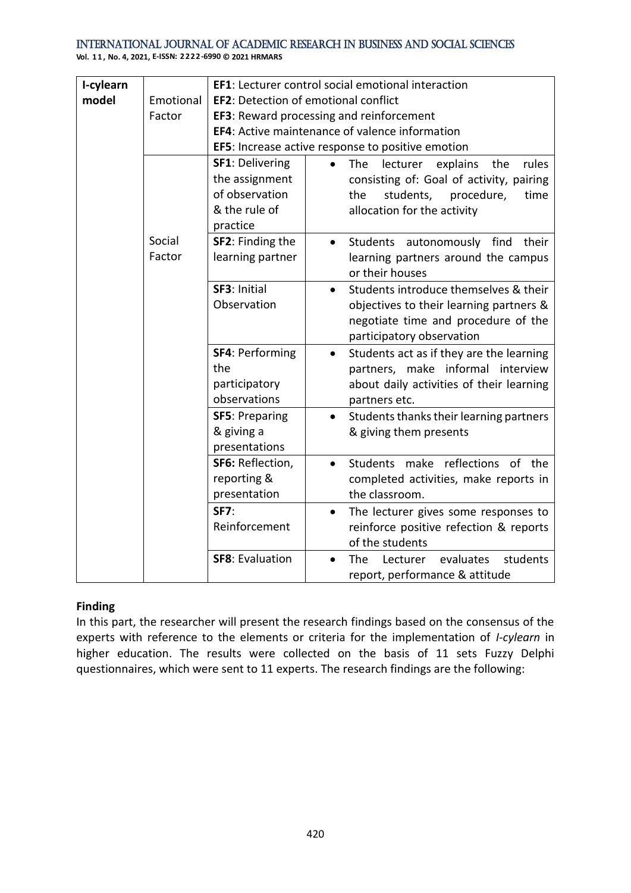| I-cylearn model | | | |
|---|---|---|---|
| | Emotional Factor | **EF1**: Lecturer control social emotional interaction<br>**EF2**: Detection of emotional conflict<br>**EF3**: Reward processing and reinforcement<br>**EF4**: Active maintenance of valence information<br>**EF5**: Increase active response to positive emotion | |
| | Social Factor | **SF1**: Delivering the assignment of observation & the rule of practice | • The lecturer explains the rules consisting of: Goal of activity, pairing the students, procedure, time allocation for the activity |
| | | **SF2**: Finding the learning partner | • Students autonomously find their learning partners around the campus or their houses |
| | | **SF3**: Initial Observation | • Students introduce themselves & their objectives to their learning partners & negotiate time and procedure of the participatory observation |
| | | **SF4**: Performing the participatory observations | • Students act as if they are the learning partners, make informal interview about daily activities of their learning partners etc. |
| | | **SF5**: Preparing & giving a presentations | • Students thanks their learning partners & giving them presents |
| | | **SF6:** Reflection, reporting & presentation | • Students make reflections of the completed activities, make reports in the classroom. |
| | | **SF7**: Reinforcement | • The lecturer gives some responses to reinforce positive refection & reports of the students |
| | | **SF8**: Evaluation | • The Lecturer evaluates students report, performance & attitude |

**Finding**

In this part, the researcher will present the research findings based on the consensus of the experts with reference to the elements or criteria for the implementation of *I-cylearn* in higher education. The results were collected on the basis of 11 sets Fuzzy Delphi questionnaires, which were sent to 11 experts. The research findings are the following: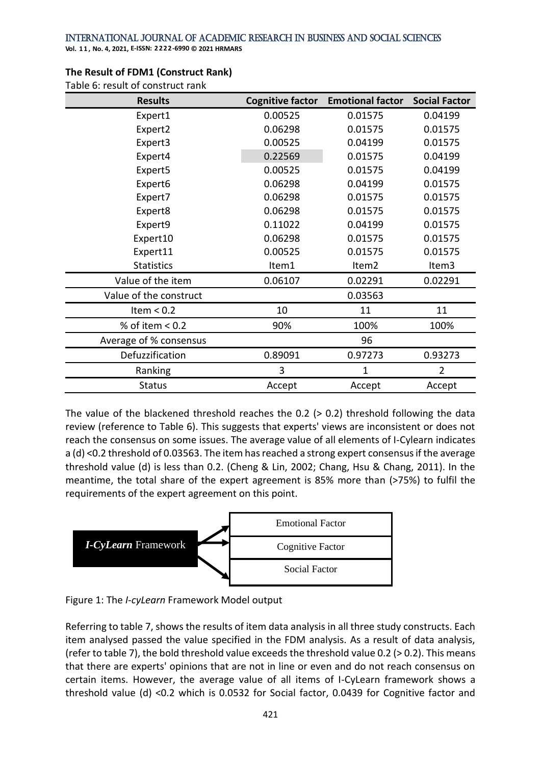**The Result of FDM1 (Construct Rank)**

Table 6: result of construct rank

| Results | Cognitive factor | Emotional factor | Social Factor |
|---|---|---|---|
| Expert1 | 0.00525 | 0.01575 | 0.04199 |
| Expert2 | 0.06298 | 0.01575 | 0.01575 |
| Expert3 | 0.00525 | 0.04199 | 0.01575 |
| Expert4 | 0.22569 | 0.01575 | 0.04199 |
| Expert5 | 0.00525 | 0.01575 | 0.04199 |
| Expert6 | 0.06298 | 0.04199 | 0.01575 |
| Expert7 | 0.06298 | 0.01575 | 0.01575 |
| Expert8 | 0.06298 | 0.01575 | 0.01575 |
| Expert9 | 0.11022 | 0.04199 | 0.01575 |
| Expert10 | 0.06298 | 0.01575 | 0.01575 |
| Expert11 | 0.00525 | 0.01575 | 0.01575 |
| Statistics | Item1 | Item2 | Item3 |
| Value of the item | 0.06107 | 0.02291 | 0.02291 |
| Value of the construct | | 0.03563 | |
| Item < 0.2 | 10 | 11 | 11 |
| % of item < 0.2 | 90% | 100% | 100% |
| Average of % consensus | | 96 | |
| Defuzzification | 0.89091 | 0.97273 | 0.93273 |
| Ranking | 3 | 1 | 2 |
| Status | Accept | Accept | Accept |

The value of the blackened threshold reaches the 0.2 (> 0.2) threshold following the data review (reference to Table 6). This suggests that experts' views are inconsistent or does not reach the consensus on some issues. The average value of all elements of I-Cylearn indicates a (d) <0.2 threshold of 0.03563. The item has reached a strong expert consensus if the average threshold value (d) is less than 0.2. (Cheng & Lin, 2002; Chang, Hsu & Chang, 2011). In the meantime, the total share of the expert agreement is 85% more than (>75%) to fulfil the requirements of the expert agreement on this point.

***I-CyLearn*** **Framework** → Emotional Factor; Cognitive Factor; Social Factor

Figure 1: The *I-cyLearn* Framework Model output

Referring to table 7, shows the results of item data analysis in all three study constructs. Each item analysed passed the value specified in the FDM analysis. As a result of data analysis, (refer to table 7), the bold threshold value exceeds the threshold value 0.2 (> 0.2). This means that there are experts' opinions that are not in line or even and do not reach consensus on certain items. However, the average value of all items of I-CyLearn framework shows a threshold value (d) <0.2 which is 0.0532 for Social factor, 0.0439 for Cognitive factor and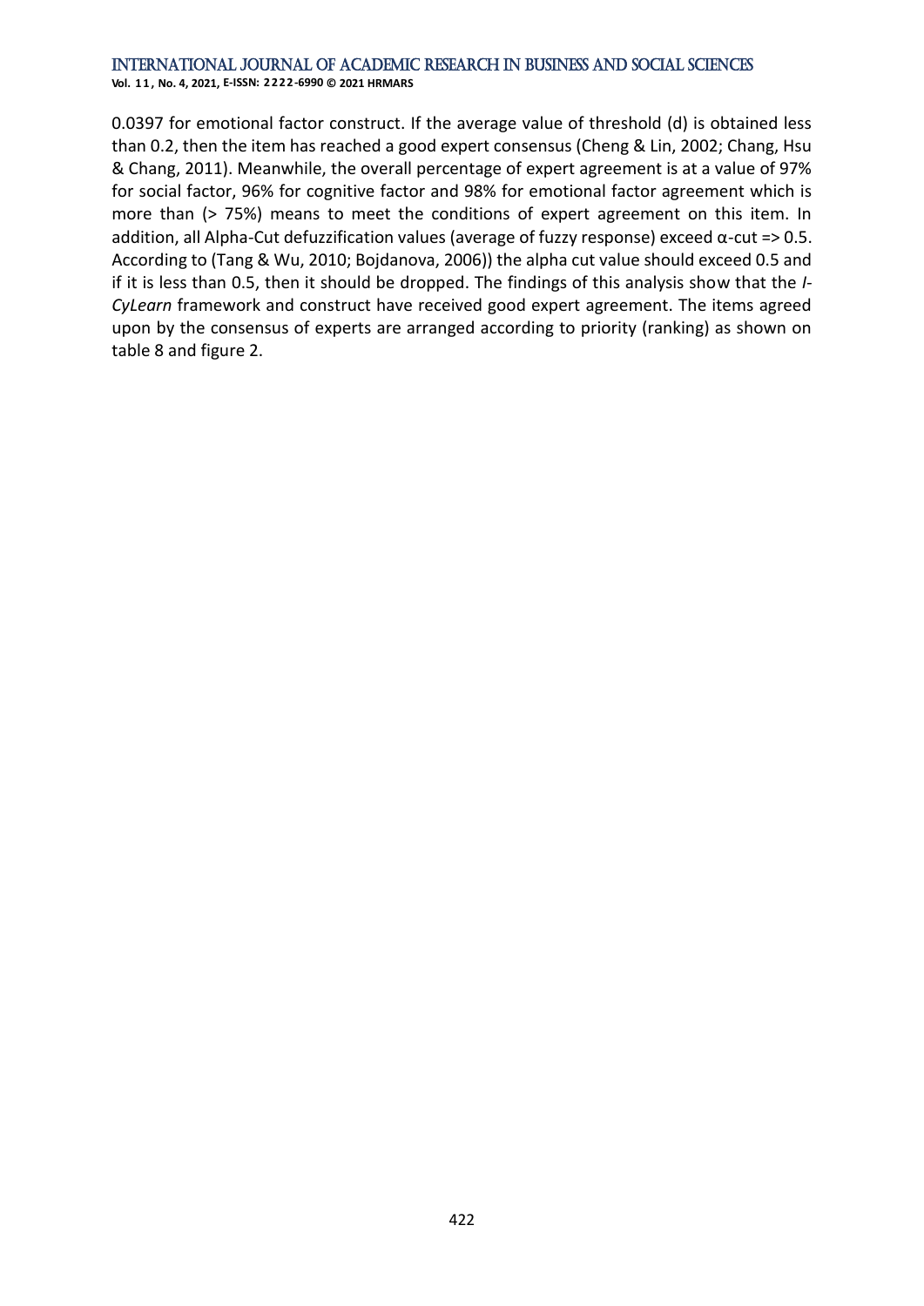0.0397 for emotional factor construct. If the average value of threshold (d) is obtained less than 0.2, then the item has reached a good expert consensus (Cheng & Lin, 2002; Chang, Hsu & Chang, 2011). Meanwhile, the overall percentage of expert agreement is at a value of 97% for social factor, 96% for cognitive factor and 98% for emotional factor agreement which is more than (> 75%) means to meet the conditions of expert agreement on this item. In addition, all Alpha-Cut defuzzification values (average of fuzzy response) exceed α-cut => 0.5. According to (Tang & Wu, 2010; Bojdanova, 2006)) the alpha cut value should exceed 0.5 and if it is less than 0.5, then it should be dropped. The findings of this analysis show that the *I-CyLearn* framework and construct have received good expert agreement. The items agreed upon by the consensus of experts are arranged according to priority (ranking) as shown on table 8 and figure 2.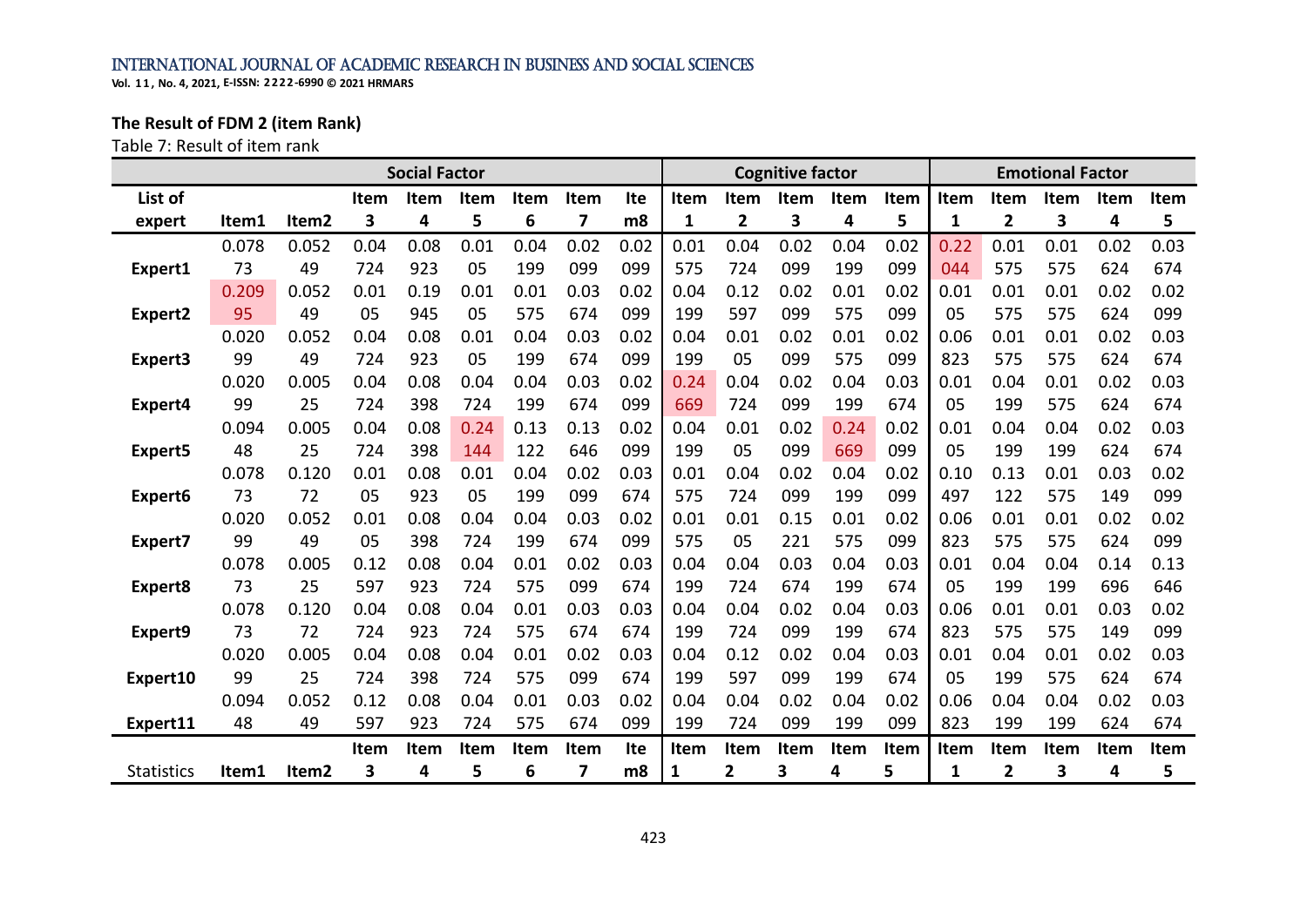### The Result of FDM 2 (item Rank)

Table 7: Result of item rank

| List of expert | Social Factor | | | | | | | | Cognitive factor | | | | | Emotional Factor | | | | |
|---|---|---|---|---|---|---|---|---|---|---|---|---|---|---|---|---|---|---|
| | Item1 | Item2 | Item 3 | Item 4 | Item 5 | Item 6 | Item 7 | Item8 | Item 1 | Item 2 | Item 3 | Item 4 | Item 5 | Item 1 | Item 2 | Item 3 | Item 4 | Item 5 |
| Expert1 | 0.07873 | 0.05249 | 0.04724 | 0.08923 | 0.0105 | 0.04199 | 0.02099 | 0.02099 | 0.01575 | 0.04724 | 0.02099 | 0.04199 | 0.02099 | 0.22044 | 0.01575 | 0.01575 | 0.02624 | 0.03674 |
| Expert2 | 0.20995 | 0.05249 | 0.0105 | 0.19945 | 0.0105 | 0.01575 | 0.03674 | 0.02099 | 0.04199 | 0.12597 | 0.02099 | 0.01575 | 0.02099 | 0.0105 | 0.01575 | 0.01575 | 0.02624 | 0.02099 |
| Expert3 | 0.02099 | 0.05249 | 0.04724 | 0.08923 | 0.0105 | 0.04199 | 0.03674 | 0.02099 | 0.04199 | 0.0105 | 0.02099 | 0.01575 | 0.02099 | 0.06823 | 0.01575 | 0.01575 | 0.02624 | 0.03674 |
| Expert4 | 0.02099 | 0.00525 | 0.04724 | 0.08398 | 0.04724 | 0.04199 | 0.03674 | 0.02099 | 0.24669 | 0.04724 | 0.02099 | 0.04199 | 0.03674 | 0.0105 | 0.04199 | 0.01575 | 0.02624 | 0.03674 |
| Expert5 | 0.09448 | 0.00525 | 0.04724 | 0.08398 | 0.24144 | 0.13122 | 0.13646 | 0.02099 | 0.04199 | 0.0105 | 0.02099 | 0.24669 | 0.02099 | 0.0105 | 0.04199 | 0.04199 | 0.02624 | 0.03674 |
| Expert6 | 0.07873 | 0.12072 | 0.0105 | 0.08923 | 0.0105 | 0.04199 | 0.02099 | 0.03674 | 0.01575 | 0.04724 | 0.02099 | 0.04199 | 0.02099 | 0.10497 | 0.13122 | 0.01575 | 0.03149 | 0.02099 |
| Expert7 | 0.02099 | 0.05249 | 0.0105 | 0.08398 | 0.04724 | 0.04199 | 0.03674 | 0.02099 | 0.01575 | 0.0105 | 0.15221 | 0.01575 | 0.02099 | 0.06823 | 0.01575 | 0.01575 | 0.02624 | 0.02099 |
| Expert8 | 0.07873 | 0.00525 | 0.12597 | 0.08923 | 0.04724 | 0.01575 | 0.02099 | 0.03674 | 0.04199 | 0.04724 | 0.03674 | 0.04199 | 0.03674 | 0.0105 | 0.04199 | 0.04199 | 0.14696 | 0.13646 |
| Expert9 | 0.07873 | 0.12072 | 0.04724 | 0.08923 | 0.04724 | 0.01575 | 0.03674 | 0.03674 | 0.04199 | 0.04724 | 0.02099 | 0.04199 | 0.03674 | 0.06823 | 0.01575 | 0.01575 | 0.03149 | 0.02099 |
| Expert10 | 0.02099 | 0.00525 | 0.04724 | 0.08398 | 0.04724 | 0.01575 | 0.02099 | 0.03674 | 0.04199 | 0.12597 | 0.02099 | 0.04199 | 0.03674 | 0.0105 | 0.04199 | 0.01575 | 0.02624 | 0.03674 |
| Expert11 | 0.09448 | 0.05249 | 0.12597 | 0.08923 | 0.04724 | 0.01575 | 0.03674 | 0.02099 | 0.04199 | 0.04724 | 0.02099 | 0.04199 | 0.02099 | 0.06823 | 0.04199 | 0.04199 | 0.02624 | 0.03674 |
| Statistics | Item1 | Item2 | Item 3 | Item 4 | Item 5 | Item 6 | Item 7 | Item8 | Item 1 | Item 2 | Item 3 | Item 4 | Item 5 | Item 1 | Item 2 | Item 3 | Item 4 | Item 5 |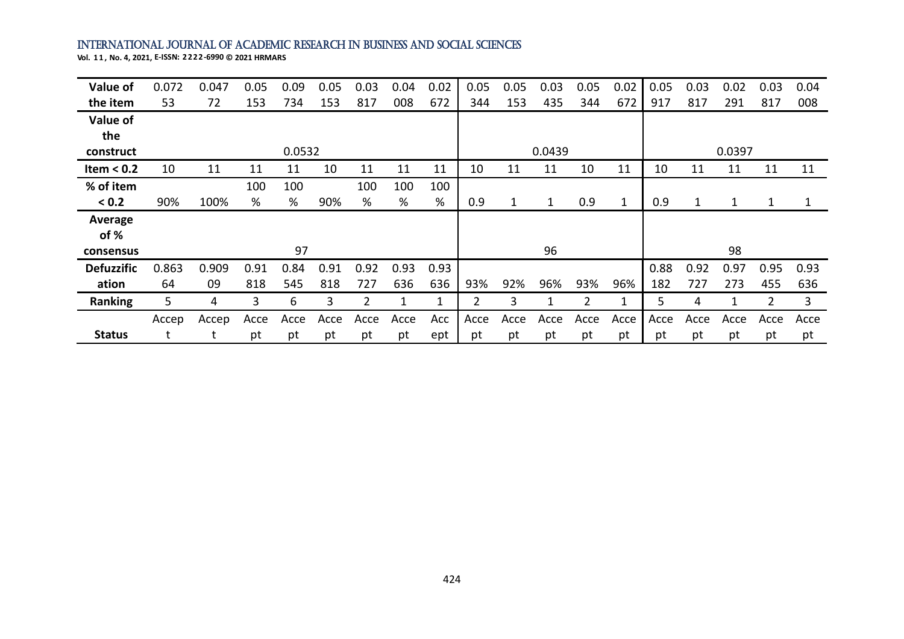| Value of the item | 0.07253 | 0.04772 | 0.05153 | 0.09734 | 0.05153 | 0.03817 | 0.04008 | 0.02672 | 0.05344 | 0.05153 | 0.03435 | 0.05344 | 0.02672 | 0.05917 | 0.03817 | 0.02291 | 0.03817 | 0.04008 |
|---|---|---|---|---|---|---|---|---|---|---|---|---|---|---|---|---|---|---|
| Value of the construct | | | | 0.0532 | | | | | | | 0.0439 | | | | | 0.0397 | | |
| Item < 0.2 | 10 | 11 | 11 | 11 | 10 | 11 | 11 | 11 | 10 | 11 | 11 | 10 | 11 | 10 | 11 | 11 | 11 | 11 |
| % of item < 0.2 | 90% | 100% | 100% | 100% | 90% | 100% | 100% | 100% | 0.9 | 1 | 1 | 0.9 | 1 | 0.9 | 1 | 1 | 1 | 1 |
| Average of % consensus | | | | 97 | | | | | | | 96 | | | | | 98 | | |
| Defuzzification | 0.86364 | 0.90909 | 0.91818 | 0.84545 | 0.91818 | 0.92727 | 0.93636 | 0.93636 | 93% | 92% | 96% | 93% | 96% | 0.88182 | 0.92727 | 0.97273 | 0.95455 | 0.93636 |
| Ranking | 5 | 4 | 3 | 6 | 3 | 2 | 1 | 1 | 2 | 3 | 1 | 2 | 1 | 5 | 4 | 1 | 2 | 3 |
| Status | Accept | Accept | Accept | Accept | Accept | Accept | Accept | Accept | Accept | Accept | Accept | Accept | Accept | Accept | Accept | Accept | Accept | Accept |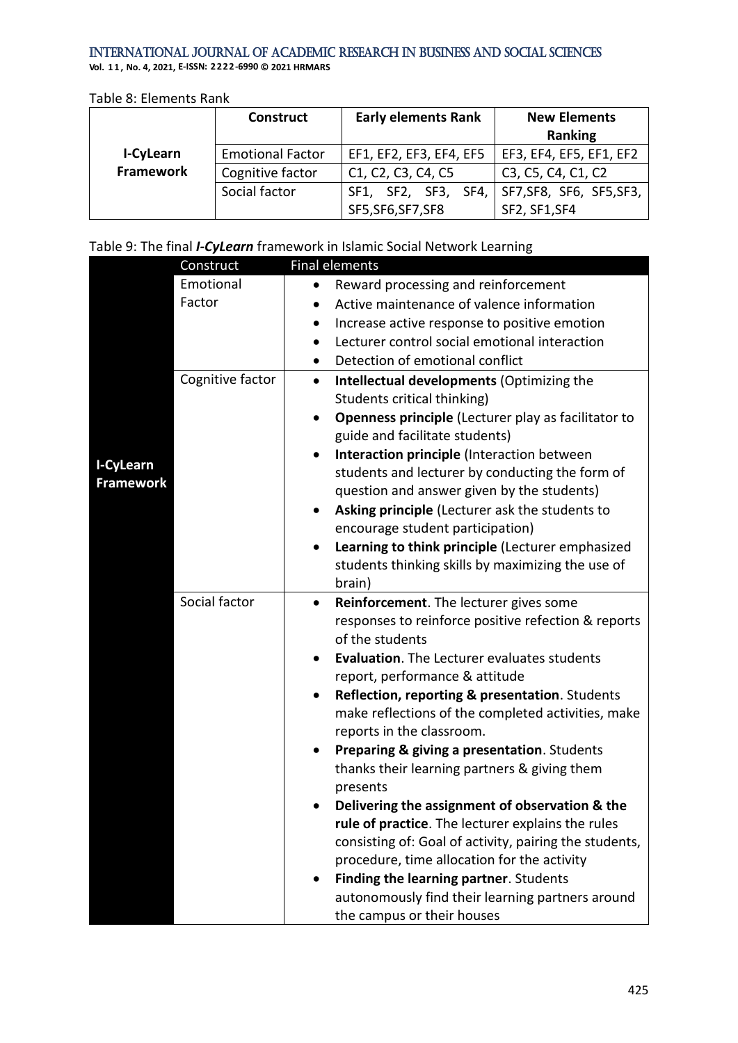Table 8: Elements Rank

| | Construct | Early elements Rank | New Elements Ranking |
|---|---|---|---|
| **I-CyLearn Framework** | Emotional Factor | EF1, EF2, EF3, EF4, EF5 | EF3, EF4, EF5, EF1, EF2 |
| | Cognitive factor | C1, C2, C3, C4, C5 | C3, C5, C4, C1, C2 |
| | Social factor | SF1, SF2, SF3, SF4, SF5,SF6,SF7,SF8 | SF7,SF8, SF6, SF5,SF3, SF2, SF1,SF4 |

Table 9: The final ***I-CyLearn*** framework in Islamic Social Network Learning

| | Construct | Final elements |
|---|---|---|
| **I-CyLearn Framework** | Emotional Factor | • Reward processing and reinforcement<br>• Active maintenance of valence information<br>• Increase active response to positive emotion<br>• Lecturer control social emotional interaction<br>• Detection of emotional conflict |
| | Cognitive factor | • **Intellectual developments** (Optimizing the Students critical thinking)<br>• **Openness principle** (Lecturer play as facilitator to guide and facilitate students)<br>• **Interaction principle** (Interaction between students and lecturer by conducting the form of question and answer given by the students)<br>• **Asking principle** (Lecturer ask the students to encourage student participation)<br>• **Learning to think principle** (Lecturer emphasized students thinking skills by maximizing the use of brain) |
| | Social factor | • **Reinforcement**. The lecturer gives some responses to reinforce positive refection & reports of the students<br>• **Evaluation**. The Lecturer evaluates students report, performance & attitude<br>• **Reflection, reporting & presentation**. Students make reflections of the completed activities, make reports in the classroom.<br>• **Preparing & giving a presentation**. Students thanks their learning partners & giving them presents<br>• **Delivering the assignment of observation & the rule of practice**. The lecturer explains the rules consisting of: Goal of activity, pairing the students, procedure, time allocation for the activity<br>• **Finding the learning partner**. Students autonomously find their learning partners around the campus or their houses |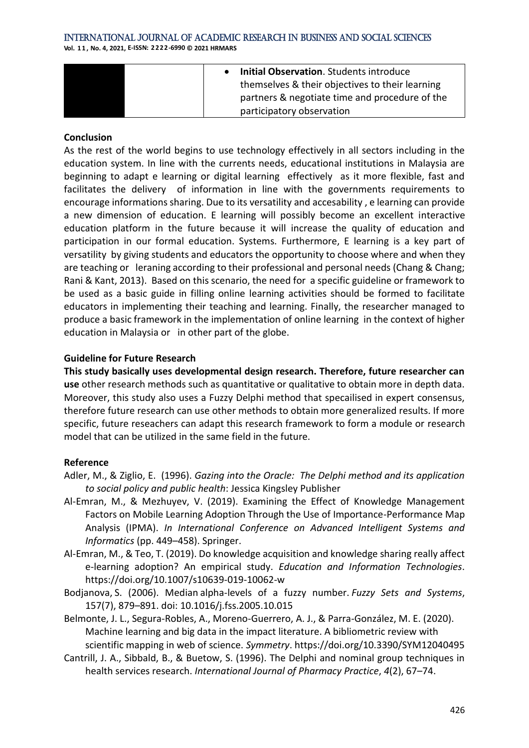| | | • **Initial Observation**. Students introduce themselves & their objectives to their learning partners & negotiate time and procedure of the participatory observation |
|---|---|---|

**Conclusion**

As the rest of the world begins to use technology effectively in all sectors including in the education system. In line with the currents needs, educational institutions in Malaysia are beginning to adapt e learning or digital learning effectively as it more flexible, fast and facilitates the delivery of information in line with the governments requirements to encourage informations sharing. Due to its versatility and accesability , e learning can provide a new dimension of education. E learning will possibly become an excellent interactive education platform in the future because it will increase the quality of education and participation in our formal education. Systems. Furthermore, E learning is a key part of versatility by giving students and educators the opportunity to choose where and when they are teaching or leraning according to their professional and personal needs (Chang & Chang; Rani & Kant, 2013). Based on this scenario, the need for a specific guideline or framework to be used as a basic guide in filling online learning activities should be formed to facilitate educators in implementing their teaching and learning. Finally, the researcher managed to produce a basic framework in the implementation of online learning in the context of higher education in Malaysia or in other part of the globe.

**Guideline for Future Research**

**This study basically uses developmental design research. Therefore, future researcher can use** other research methods such as quantitative or qualitative to obtain more in depth data. Moreover, this study also uses a Fuzzy Delphi method that specailised in expert consensus, therefore future research can use other methods to obtain more generalized results. If more specific, future reseachers can adapt this research framework to form a module or research model that can be utilized in the same field in the future.

**Reference**

Adler, M., & Ziglio, E. (1996). *Gazing into the Oracle: The Delphi method and its application to social policy and public health*: Jessica Kingsley Publisher

Al-Emran, M., & Mezhuyev, V. (2019). Examining the Effect of Knowledge Management Factors on Mobile Learning Adoption Through the Use of Importance-Performance Map Analysis (IPMA). *In International Conference on Advanced Intelligent Systems and Informatics* (pp. 449–458). Springer.

Al-Emran, M., & Teo, T. (2019). Do knowledge acquisition and knowledge sharing really affect e-learning adoption? An empirical study. *Education and Information Technologies*. https://doi.org/10.1007/s10639-019-10062-w

Bodjanova, S. (2006). Median alpha-levels of a fuzzy number. *Fuzzy Sets and Systems*, 157(7), 879–891. doi: 10.1016/j.fss.2005.10.015

Belmonte, J. L., Segura-Robles, A., Moreno-Guerrero, A. J., & Parra-González, M. E. (2020). Machine learning and big data in the impact literature. A bibliometric review with scientific mapping in web of science. *Symmetry*. https://doi.org/10.3390/SYM12040495

Cantrill, J. A., Sibbald, B., & Buetow, S. (1996). The Delphi and nominal group techniques in health services research. *International Journal of Pharmacy Practice*, *4*(2), 67–74.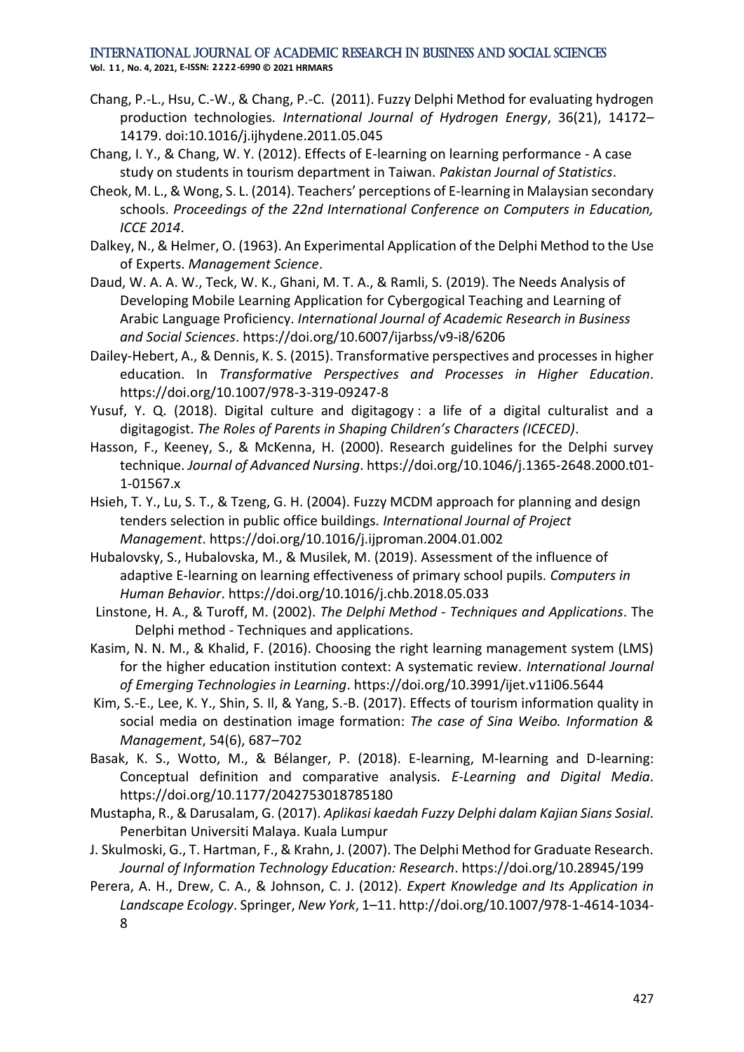Chang, P.-L., Hsu, C.-W., & Chang, P.-C. (2011). Fuzzy Delphi Method for evaluating hydrogen production technologies. *International Journal of Hydrogen Energy*, 36(21), 14172–14179. doi:10.1016/j.ijhydene.2011.05.045

Chang, I. Y., & Chang, W. Y. (2012). Effects of E-learning on learning performance - A case study on students in tourism department in Taiwan. *Pakistan Journal of Statistics*.

Cheok, M. L., & Wong, S. L. (2014). Teachers' perceptions of E-learning in Malaysian secondary schools. *Proceedings of the 22nd International Conference on Computers in Education, ICCE 2014*.

Dalkey, N., & Helmer, O. (1963). An Experimental Application of the Delphi Method to the Use of Experts. *Management Science*.

Daud, W. A. A. W., Teck, W. K., Ghani, M. T. A., & Ramli, S. (2019). The Needs Analysis of Developing Mobile Learning Application for Cybergogical Teaching and Learning of Arabic Language Proficiency. *International Journal of Academic Research in Business and Social Sciences*. https://doi.org/10.6007/ijarbss/v9-i8/6206

Dailey-Hebert, A., & Dennis, K. S. (2015). Transformative perspectives and processes in higher education. In *Transformative Perspectives and Processes in Higher Education*. https://doi.org/10.1007/978-3-319-09247-8

Yusuf, Y. Q. (2018). Digital culture and digitagogy : a life of a digital culturalist and a digitagogist. *The Roles of Parents in Shaping Children's Characters (ICECED)*.

Hasson, F., Keeney, S., & McKenna, H. (2000). Research guidelines for the Delphi survey technique. *Journal of Advanced Nursing*. https://doi.org/10.1046/j.1365-2648.2000.t01-1-01567.x

Hsieh, T. Y., Lu, S. T., & Tzeng, G. H. (2004). Fuzzy MCDM approach for planning and design tenders selection in public office buildings. *International Journal of Project Management*. https://doi.org/10.1016/j.ijproman.2004.01.002

Hubalovsky, S., Hubalovska, M., & Musilek, M. (2019). Assessment of the influence of adaptive E-learning on learning effectiveness of primary school pupils. *Computers in Human Behavior*. https://doi.org/10.1016/j.chb.2018.05.033

Linstone, H. A., & Turoff, M. (2002). *The Delphi Method - Techniques and Applications*. The Delphi method - Techniques and applications.

Kasim, N. N. M., & Khalid, F. (2016). Choosing the right learning management system (LMS) for the higher education institution context: A systematic review. *International Journal of Emerging Technologies in Learning*. https://doi.org/10.3991/ijet.v11i06.5644

Kim, S.-E., Lee, K. Y., Shin, S. Il, & Yang, S.-B. (2017). Effects of tourism information quality in social media on destination image formation: *The case of Sina Weibo. Information & Management*, 54(6), 687–702

Basak, K. S., Wotto, M., & Bélanger, P. (2018). E-learning, M-learning and D-learning: Conceptual definition and comparative analysis. *E-Learning and Digital Media*. https://doi.org/10.1177/2042753018785180

Mustapha, R., & Darusalam, G. (2017). *Aplikasi kaedah Fuzzy Delphi dalam Kajian Sians Sosial*. Penerbitan Universiti Malaya. Kuala Lumpur

J. Skulmoski, G., T. Hartman, F., & Krahn, J. (2007). The Delphi Method for Graduate Research. *Journal of Information Technology Education: Research*. https://doi.org/10.28945/199

Perera, A. H., Drew, C. A., & Johnson, C. J. (2012). *Expert Knowledge and Its Application in Landscape Ecology*. Springer, *New York*, 1–11. http://doi.org/10.1007/978-1-4614-1034-8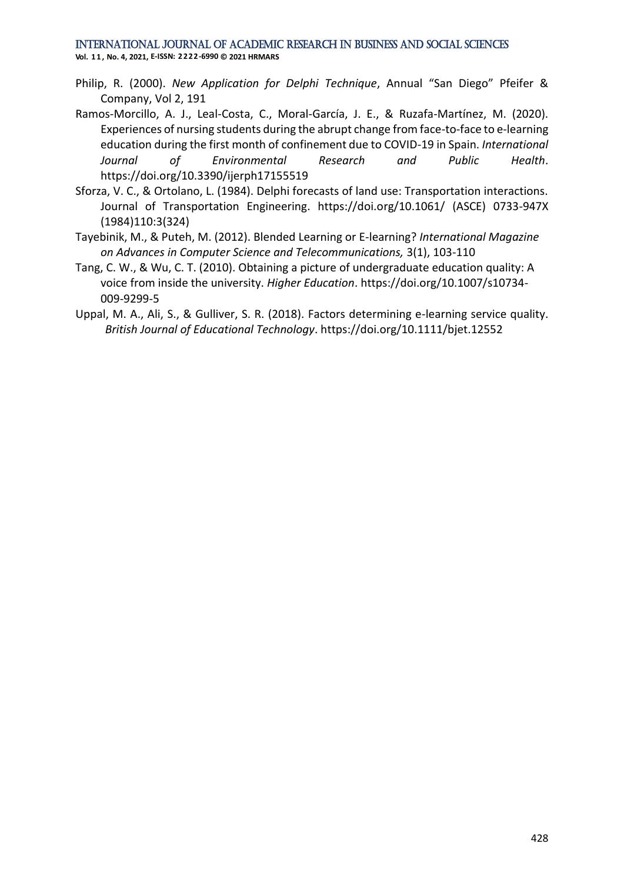Philip, R. (2000). *New Application for Delphi Technique*, Annual "San Diego" Pfeifer & Company, Vol 2, 191

Ramos-Morcillo, A. J., Leal-Costa, C., Moral-García, J. E., & Ruzafa-Martínez, M. (2020). Experiences of nursing students during the abrupt change from face-to-face to e-learning education during the first month of confinement due to COVID-19 in Spain. *International Journal of Environmental Research and Public Health*. https://doi.org/10.3390/ijerph17155519

Sforza, V. C., & Ortolano, L. (1984). Delphi forecasts of land use: Transportation interactions. Journal of Transportation Engineering. https://doi.org/10.1061/ (ASCE) 0733-947X (1984)110:3(324)

Tayebinik, M., & Puteh, M. (2012). Blended Learning or E-learning? *International Magazine on Advances in Computer Science and Telecommunications,* 3(1), 103-110

Tang, C. W., & Wu, C. T. (2010). Obtaining a picture of undergraduate education quality: A voice from inside the university. *Higher Education*. https://doi.org/10.1007/s10734-009-9299-5

Uppal, M. A., Ali, S., & Gulliver, S. R. (2018). Factors determining e-learning service quality. *British Journal of Educational Technology*. https://doi.org/10.1111/bjet.12552